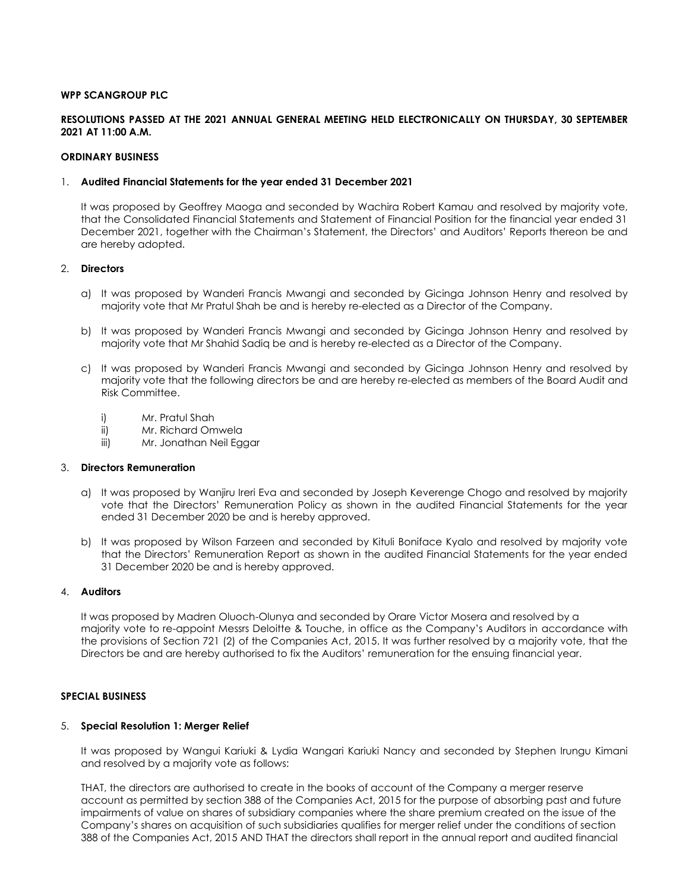**WPP SCANGROUP PLC**

**RESOLUTIONS PASSED AT THE 2021 ANNUAL GENERAL MEETING HELD ELECTRONICALLY ON THURSDAY, 30 SEPTEMBER 2021 AT 11:00 A.M.**

**ORDINARY BUSINESS**

1. **Audited Financial Statements for the year ended 31 December 2021**

   It was proposed by Geoffrey Maoga and seconded by Wachira Robert Kamau and resolved by majority vote, that the Consolidated Financial Statements and Statement of Financial Position for the financial year ended 31 December 2021, together with the Chairman's Statement, the Directors' and Auditors' Reports thereon be and are hereby adopted.

2. **Directors**

   a) It was proposed by Wanderi Francis Mwangi and seconded by Gicinga Johnson Henry and resolved by majority vote that Mr Pratul Shah be and is hereby re-elected as a Director of the Company.

   b) It was proposed by Wanderi Francis Mwangi and seconded by Gicinga Johnson Henry and resolved by majority vote that Mr Shahid Sadiq be and is hereby re-elected as a Director of the Company.

   c) It was proposed by Wanderi Francis Mwangi and seconded by Gicinga Johnson Henry and resolved by majority vote that the following directors be and are hereby re-elected as members of the Board Audit and Risk Committee.

      i) Mr. Pratul Shah
      ii) Mr. Richard Omwela
      iii) Mr. Jonathan Neil Eggar

3. **Directors Remuneration**

   a) It was proposed by Wanjiru Ireri Eva and seconded by Joseph Keverenge Chogo and resolved by majority vote that the Directors' Remuneration Policy as shown in the audited Financial Statements for the year ended 31 December 2020 be and is hereby approved.

   b) It was proposed by Wilson Farzeen and seconded by Kituli Boniface Kyalo and resolved by majority vote that the Directors' Remuneration Report as shown in the audited Financial Statements for the year ended 31 December 2020 be and is hereby approved.

4. **Auditors**

   It was proposed by Madren Oluoch-Olunya and seconded by Orare Victor Mosera and resolved by a majority vote to re-appoint Messrs Deloitte & Touche, in office as the Company's Auditors in accordance with the provisions of Section 721 (2) of the Companies Act, 2015. It was further resolved by a majority vote, that the Directors be and are hereby authorised to fix the Auditors' remuneration for the ensuing financial year.

**SPECIAL BUSINESS**

5. **Special Resolution 1: Merger Relief**

   It was proposed by Wangui Kariuki & Lydia Wangari Kariuki Nancy and seconded by Stephen Irungu Kimani and resolved by a majority vote as follows:

   THAT, the directors are authorised to create in the books of account of the Company a merger reserve account as permitted by section 388 of the Companies Act, 2015 for the purpose of absorbing past and future impairments of value on shares of subsidiary companies where the share premium created on the issue of the Company's shares on acquisition of such subsidiaries qualifies for merger relief under the conditions of section 388 of the Companies Act, 2015 AND THAT the directors shall report in the annual report and audited financial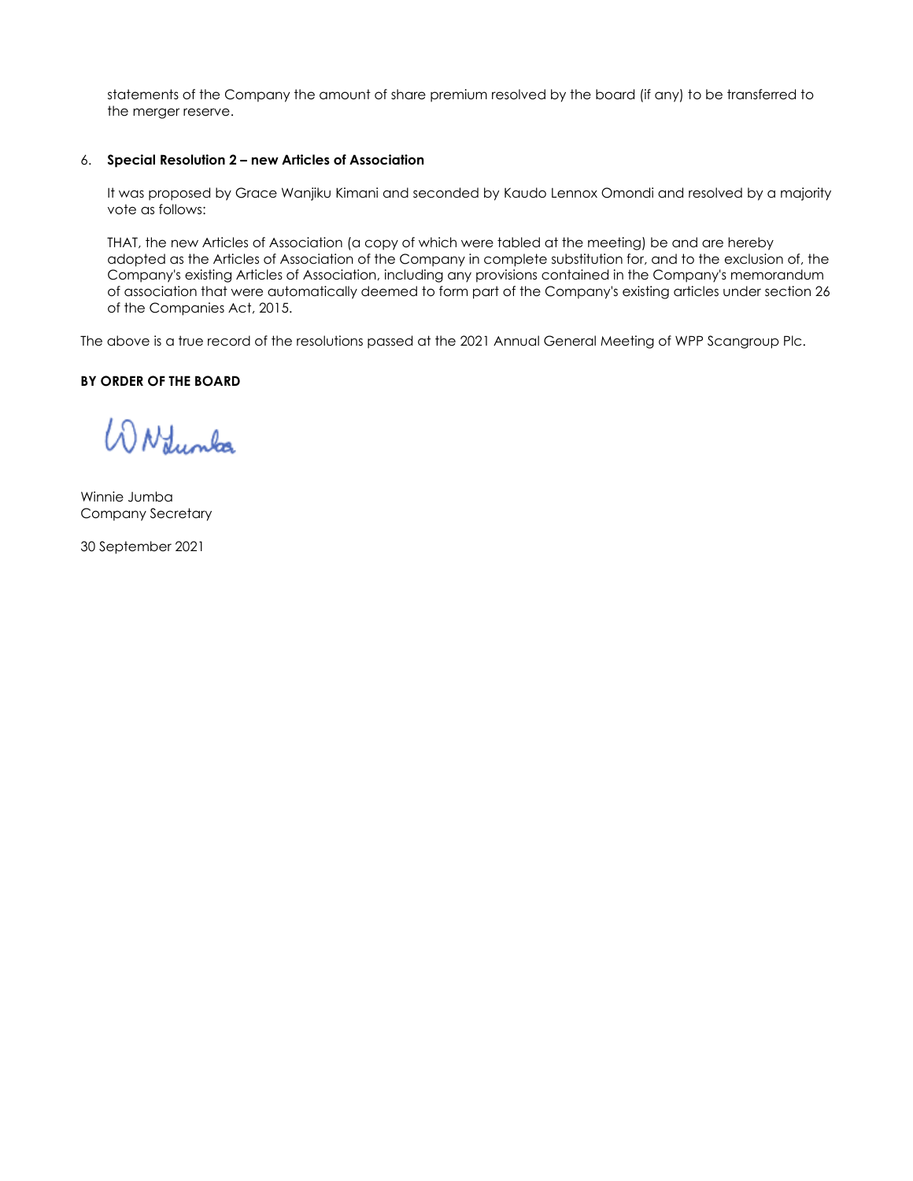statements of the Company the amount of share premium resolved by the board (if any) to be transferred to the merger reserve.

6. **Special Resolution 2 – new Articles of Association**

   It was proposed by Grace Wanjiku Kimani and seconded by Kaudo Lennox Omondi and resolved by a majority vote as follows:

   THAT, the new Articles of Association (a copy of which were tabled at the meeting) be and are hereby adopted as the Articles of Association of the Company in complete substitution for, and to the exclusion of, the Company's existing Articles of Association, including any provisions contained in the Company's memorandum of association that were automatically deemed to form part of the Company's existing articles under section 26 of the Companies Act, 2015.

The above is a true record of the resolutions passed at the 2021 Annual General Meeting of WPP Scangroup Plc.

**BY ORDER OF THE BOARD**

Winnie Jumba
Company Secretary

30 September 2021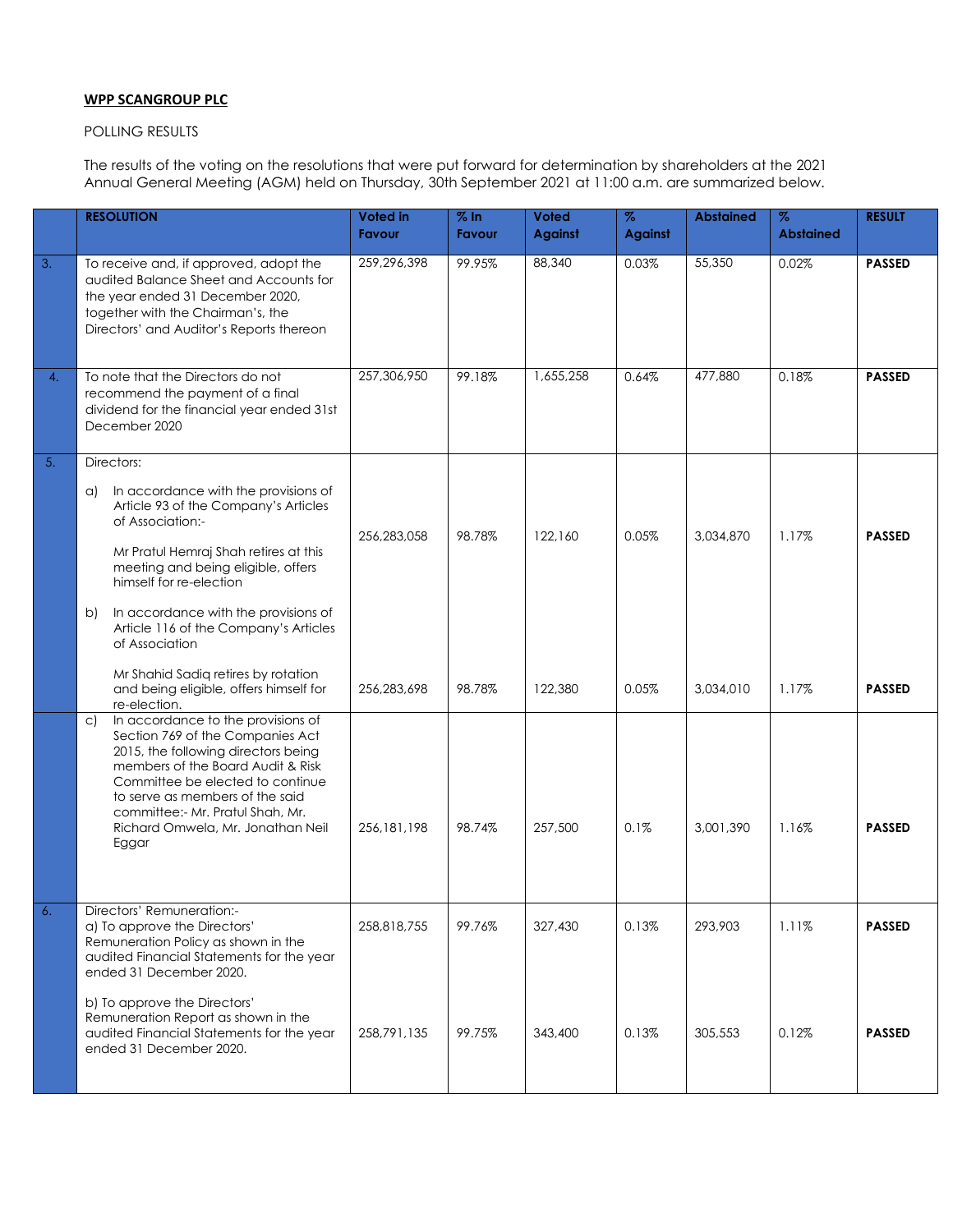**WPP SCANGROUP PLC**

POLLING RESULTS

The results of the voting on the resolutions that were put forward for determination by shareholders at the 2021 Annual General Meeting (AGM) held on Thursday, 30th September 2021 at 11:00 a.m. are summarized below.

| | RESOLUTION | Voted in Favour | % In Favour | Voted Against | % Against | Abstained | % Abstained | RESULT |
|---|---|---|---|---|---|---|---|---|
| 3. | To receive and, if approved, adopt the audited Balance Sheet and Accounts for the year ended 31 December 2020, together with the Chairman's, the Directors' and Auditor's Reports thereon | 259,296,398 | 99.95% | 88,340 | 0.03% | 55,350 | 0.02% | **PASSED** |
| 4. | To note that the Directors do not recommend the payment of a final dividend for the financial year ended 31st December 2020 | 257,306,950 | 99.18% | 1,655,258 | 0.64% | 477,880 | 0.18% | **PASSED** |
| 5. | Directors: | | | | | | | |
| | a) In accordance with the provisions of Article 93 of the Company's Articles of Association:- Mr Pratul Hemraj Shah retires at this meeting and being eligible, offers himself for re-election | 256,283,058 | 98.78% | 122,160 | 0.05% | 3,034,870 | 1.17% | **PASSED** |
| | b) In accordance with the provisions of Article 116 of the Company's Articles of Association Mr Shahid Sadiq retires by rotation and being eligible, offers himself for re-election. | 256,283,698 | 98.78% | 122,380 | 0.05% | 3,034,010 | 1.17% | **PASSED** |
| | c) In accordance to the provisions of Section 769 of the Companies Act 2015, the following directors being members of the Board Audit & Risk Committee be elected to continue to serve as members of the said committee:- Mr. Pratul Shah, Mr. Richard Omwela, Mr. Jonathan Neil Eggar | 256,181,198 | 98.74% | 257,500 | 0.1% | 3,001,390 | 1.16% | **PASSED** |
| 6. | Directors' Remuneration:- a) To approve the Directors' Remuneration Policy as shown in the audited Financial Statements for the year ended 31 December 2020. | 258,818,755 | 99.76% | 327,430 | 0.13% | 293,903 | 1.11% | **PASSED** |
| | b) To approve the Directors' Remuneration Report as shown in the audited Financial Statements for the year ended 31 December 2020. | 258,791,135 | 99.75% | 343,400 | 0.13% | 305,553 | 0.12% | **PASSED** |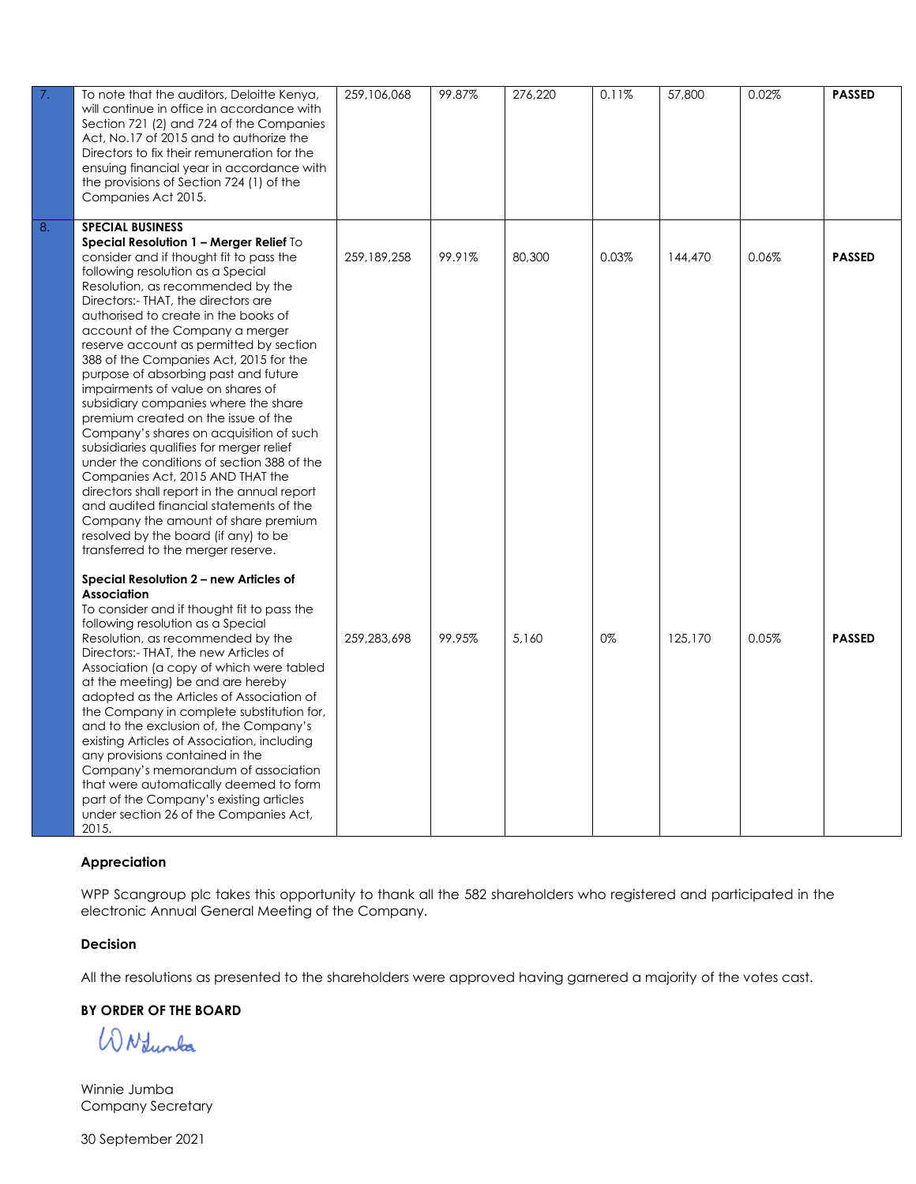| | | | | | | | | |
|---|---|---|---|---|---|---|---|---|
| 7. | To note that the auditors, Deloitte Kenya, will continue in office in accordance with Section 721 (2) and 724 of the Companies Act, No.17 of 2015 and to authorize the Directors to fix their remuneration for the ensuing financial year in accordance with the provisions of Section 724 (1) of the Companies Act 2015. | 259,106,068 | 99.87% | 276,220 | 0.11% | 57,800 | 0.02% | **PASSED** |
| 8. | **SPECIAL BUSINESS**<br>**Special Resolution 1 – Merger Relief** To consider and if thought fit to pass the following resolution as a Special Resolution, as recommended by the Directors:- THAT, the directors are authorised to create in the books of account of the Company a merger reserve account as permitted by section 388 of the Companies Act, 2015 for the purpose of absorbing past and future impairments of value on shares of subsidiary companies where the share premium created on the issue of the Company's shares on acquisition of such subsidiaries qualifies for merger relief under the conditions of section 388 of the Companies Act, 2015 AND THAT the directors shall report in the annual report and audited financial statements of the Company the amount of share premium resolved by the board (if any) to be transferred to the merger reserve. | 259,189,258 | 99.91% | 80,300 | 0.03% | 144,470 | 0.06% | **PASSED** |
| | **Special Resolution 2 – new Articles of Association**<br>To consider and if thought fit to pass the following resolution as a Special Resolution, as recommended by the Directors:- THAT, the new Articles of Association (a copy of which were tabled at the meeting) be and are hereby adopted as the Articles of Association of the Company in complete substitution for, and to the exclusion of, the Company's existing Articles of Association, including any provisions contained in the Company's memorandum of association that were automatically deemed to form part of the Company's existing articles under section 26 of the Companies Act, 2015. | 259,283,698 | 99.95% | 5,160 | 0% | 125,170 | 0.05% | **PASSED** |

**Appreciation**

WPP Scangroup plc takes this opportunity to thank all the 582 shareholders who registered and participated in the electronic Annual General Meeting of the Company.

**Decision**

All the resolutions as presented to the shareholders were approved having garnered a majority of the votes cast.

**BY ORDER OF THE BOARD**

W Njumba

Winnie Jumba
Company Secretary

30 September 2021